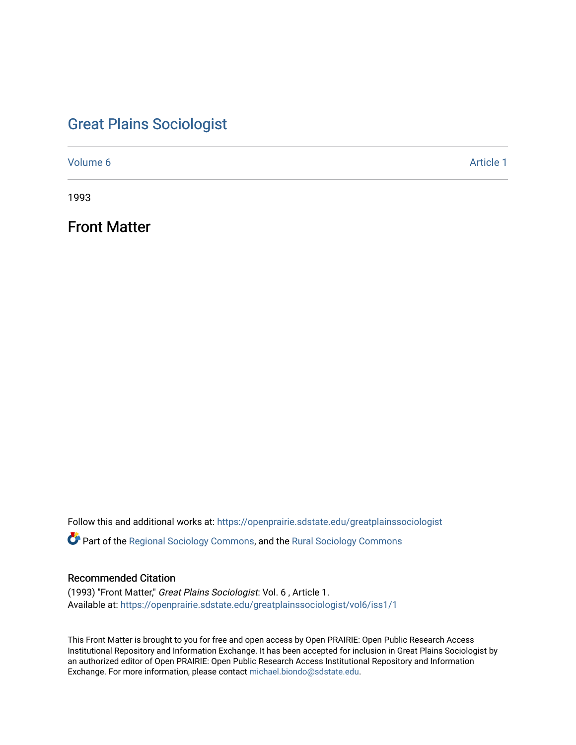# Great Plains Sociologist

Volume 6 | Article 1

1993

## Front Matter

Follow this and additional works at: https://openprairie.sdstate.edu/greatplainssociologist

Part of the Regional Sociology Commons, and the Rural Sociology Commons

### Recommended Citation

(1993) "Front Matter," *Great Plains Sociologist*: Vol. 6 , Article 1.
Available at: https://openprairie.sdstate.edu/greatplainssociologist/vol6/iss1/1

This Front Matter is brought to you for free and open access by Open PRAIRIE: Open Public Research Access Institutional Repository and Information Exchange. It has been accepted for inclusion in Great Plains Sociologist by an authorized editor of Open PRAIRIE: Open Public Research Access Institutional Repository and Information Exchange. For more information, please contact michael.biondo@sdstate.edu.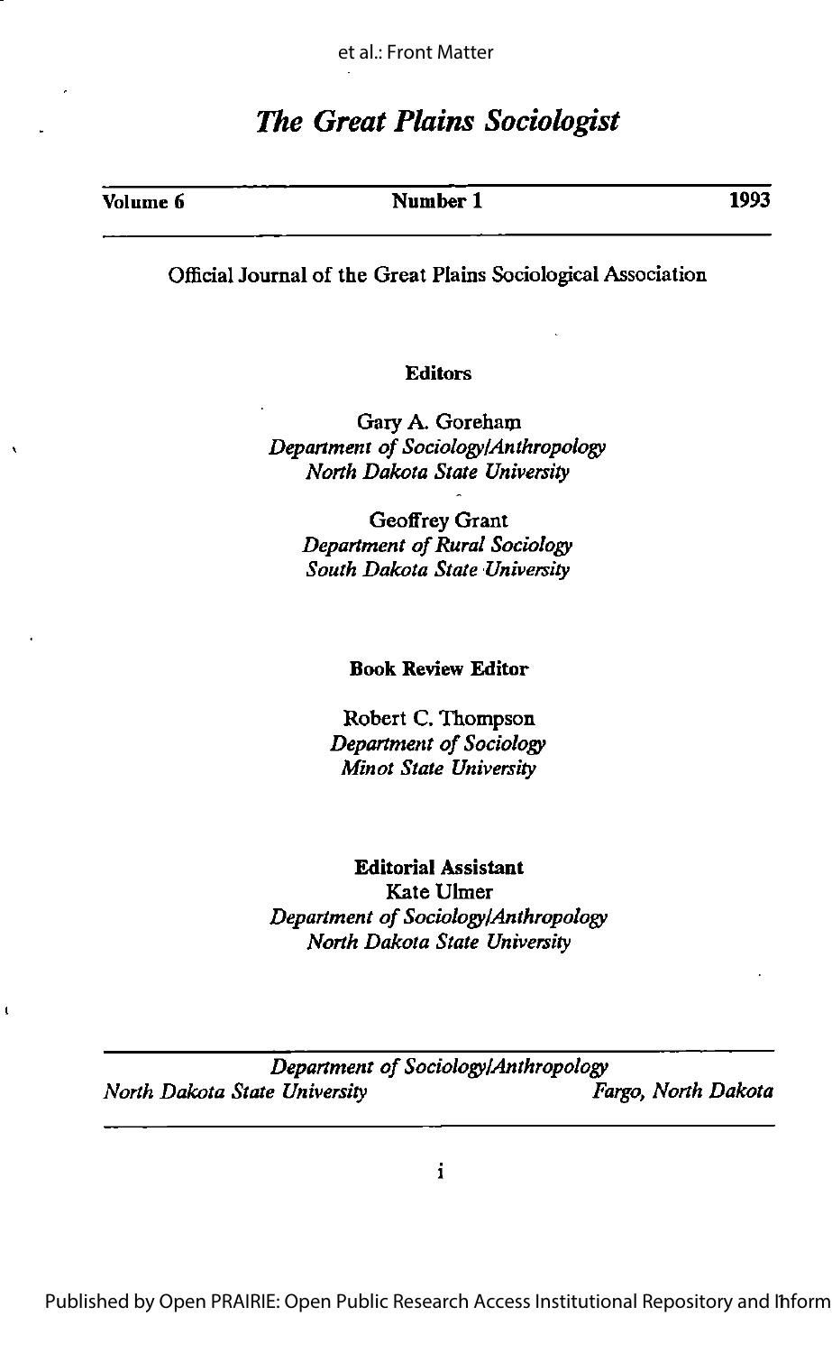# The Great Plains Sociologist

| Volume 6 | Number 1 | 1993 |
|---|---|---|

Official Journal of the Great Plains Sociological Association

**Editors**

Gary A. Goreham
*Department of Sociology/Anthropology*
*North Dakota State University*

Geoffrey Grant
*Department of Rural Sociology*
*South Dakota State University*

**Book Review Editor**

Robert C. Thompson
*Department of Sociology*
*Minot State University*

**Editorial Assistant**
Kate Ulmer
*Department of Sociology/Anthropology*
*North Dakota State University*

*Department of Sociology/Anthropology*
*North Dakota State University* *Fargo, North Dakota*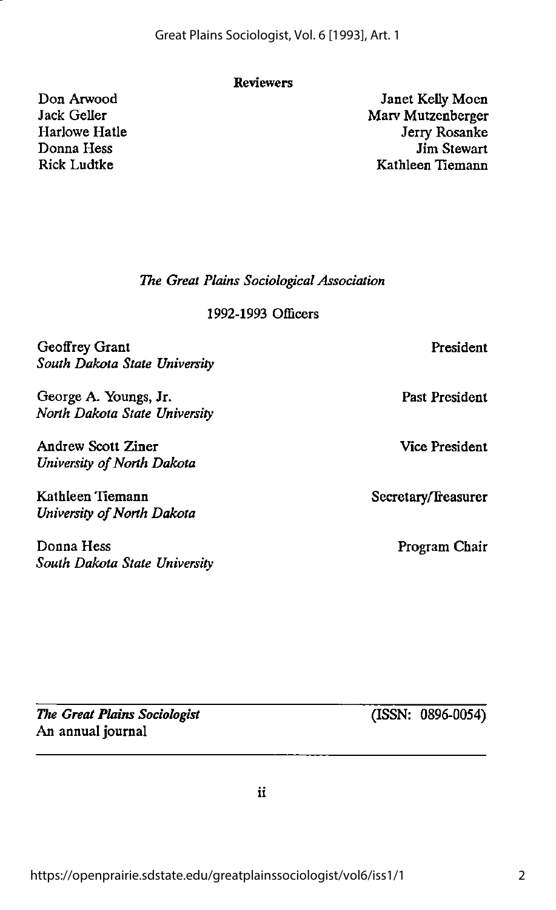**Reviewers**

Don Arwood
Jack Geller
Harlowe Hatle
Donna Hess
Rick Ludtke
Janet Kelly Moen
Marv Mutzenberger
Jerry Rosanke
Jim Stewart
Kathleen Tiemann

*The Great Plains Sociological Association*

1992-1993 Officers

| | |
|---|---|
| Geoffrey Grant<br>*South Dakota State University* | President |
| George A. Youngs, Jr.<br>*North Dakota State University* | Past President |
| Andrew Scott Ziner<br>*University of North Dakota* | Vice President |
| Kathleen Tiemann<br>*University of North Dakota* | Secretary/Treasurer |
| Donna Hess<br>*South Dakota State University* | Program Chair |

***The Great Plains Sociologist*** (ISSN: 0896-0054)
An annual journal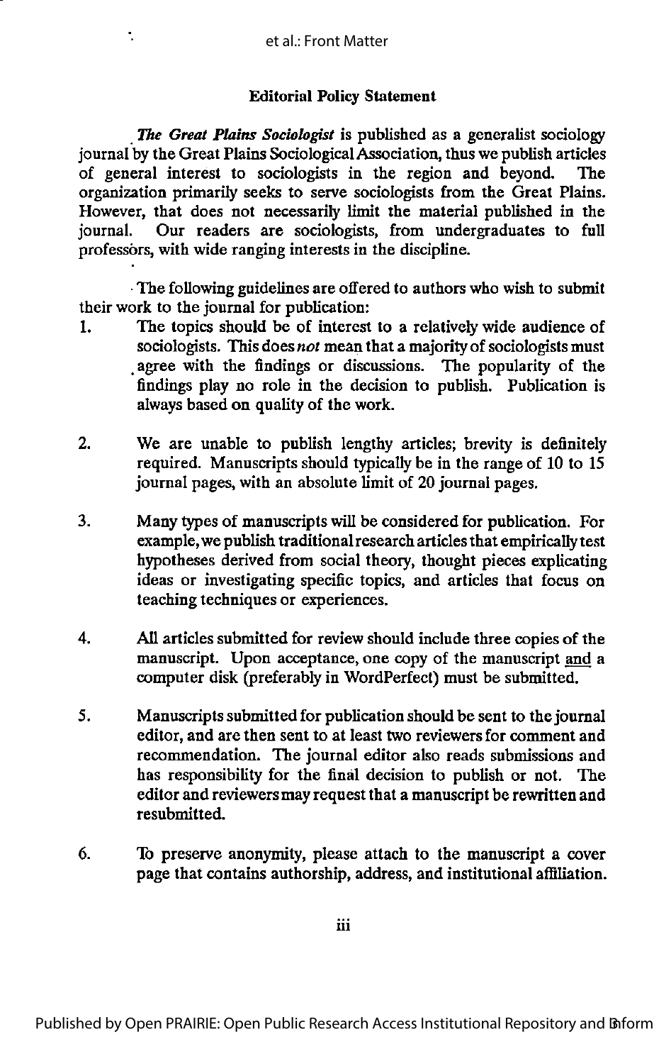## Editorial Policy Statement

***The Great Plains Sociologist*** is published as a generalist sociology journal by the Great Plains Sociological Association, thus we publish articles of general interest to sociologists in the region and beyond. The organization primarily seeks to serve sociologists from the Great Plains. However, that does not necessarily limit the material published in the journal. Our readers are sociologists, from undergraduates to full professors, with wide ranging interests in the discipline.

The following guidelines are offered to authors who wish to submit their work to the journal for publication:

1. The topics should be of interest to a relatively wide audience of sociologists. This does *not* mean that a majority of sociologists must agree with the findings or discussions. The popularity of the findings play no role in the decision to publish. Publication is always based on quality of the work.

2. We are unable to publish lengthy articles; brevity is definitely required. Manuscripts should typically be in the range of 10 to 15 journal pages, with an absolute limit of 20 journal pages.

3. Many types of manuscripts will be considered for publication. For example, we publish traditional research articles that empirically test hypotheses derived from social theory, thought pieces explicating ideas or investigating specific topics, and articles that focus on teaching techniques or experiences.

4. All articles submitted for review should include three copies of the manuscript. Upon acceptance, one copy of the manuscript <u>and</u> a computer disk (preferably in WordPerfect) must be submitted.

5. Manuscripts submitted for publication should be sent to the journal editor, and are then sent to at least two reviewers for comment and recommendation. The journal editor also reads submissions and has responsibility for the final decision to publish or not. The editor and reviewers may request that a manuscript be rewritten and resubmitted.

6. To preserve anonymity, please attach to the manuscript a cover page that contains authorship, address, and institutional affiliation.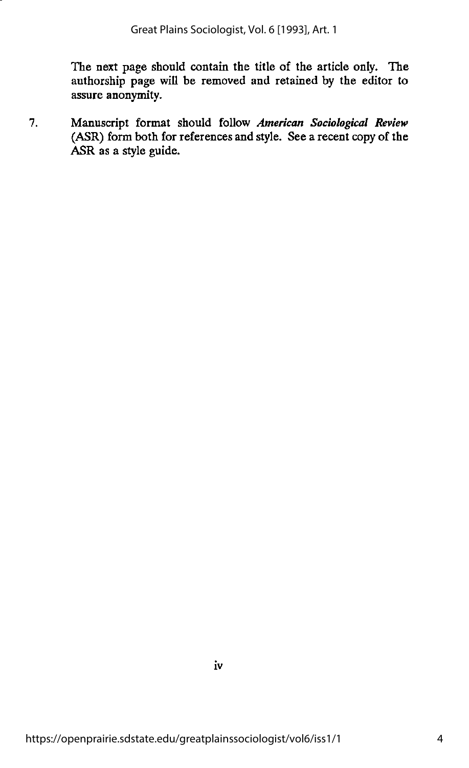The next page should contain the title of the article only. The authorship page will be removed and retained by the editor to assure anonymity.

7. Manuscript format should follow ***American Sociological Review*** (ASR) form both for references and style. See a recent copy of the ASR as a style guide.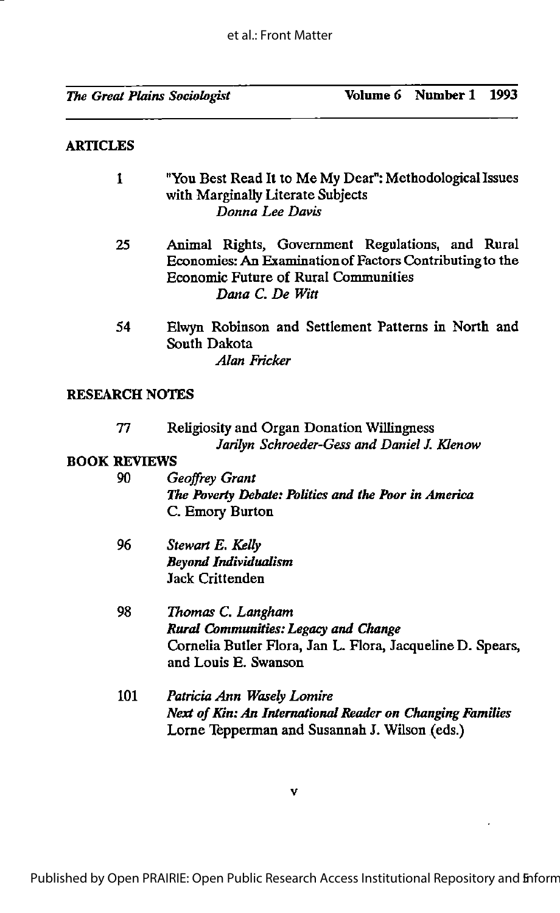## ARTICLES

1 "You Best Read It to Me My Dear": Methodological Issues with Marginally Literate Subjects
*Donna Lee Davis*

25 Animal Rights, Government Regulations, and Rural Economies: An Examination of Factors Contributing to the Economic Future of Rural Communities
*Dana C. De Witt*

54 Elwyn Robinson and Settlement Patterns in North and South Dakota
*Alan Fricker*

## RESEARCH NOTES

77 Religiosity and Organ Donation Willingness
*Jarilyn Schroeder-Gess and Daniel J. Klenow*

## BOOK REVIEWS

90 *Geoffrey Grant*
***The Poverty Debate: Politics and the Poor in America***
C. Emory Burton

96 *Stewart E. Kelly*
***Beyond Individualism***
Jack Crittenden

98 *Thomas C. Langham*
***Rural Communities: Legacy and Change***
Cornelia Butler Flora, Jan L. Flora, Jacqueline D. Spears, and Louis E. Swanson

101 *Patricia Ann Wasely Lomire*
***Next of Kin: An International Reader on Changing Families***
Lorne Tepperman and Susannah J. Wilson (eds.)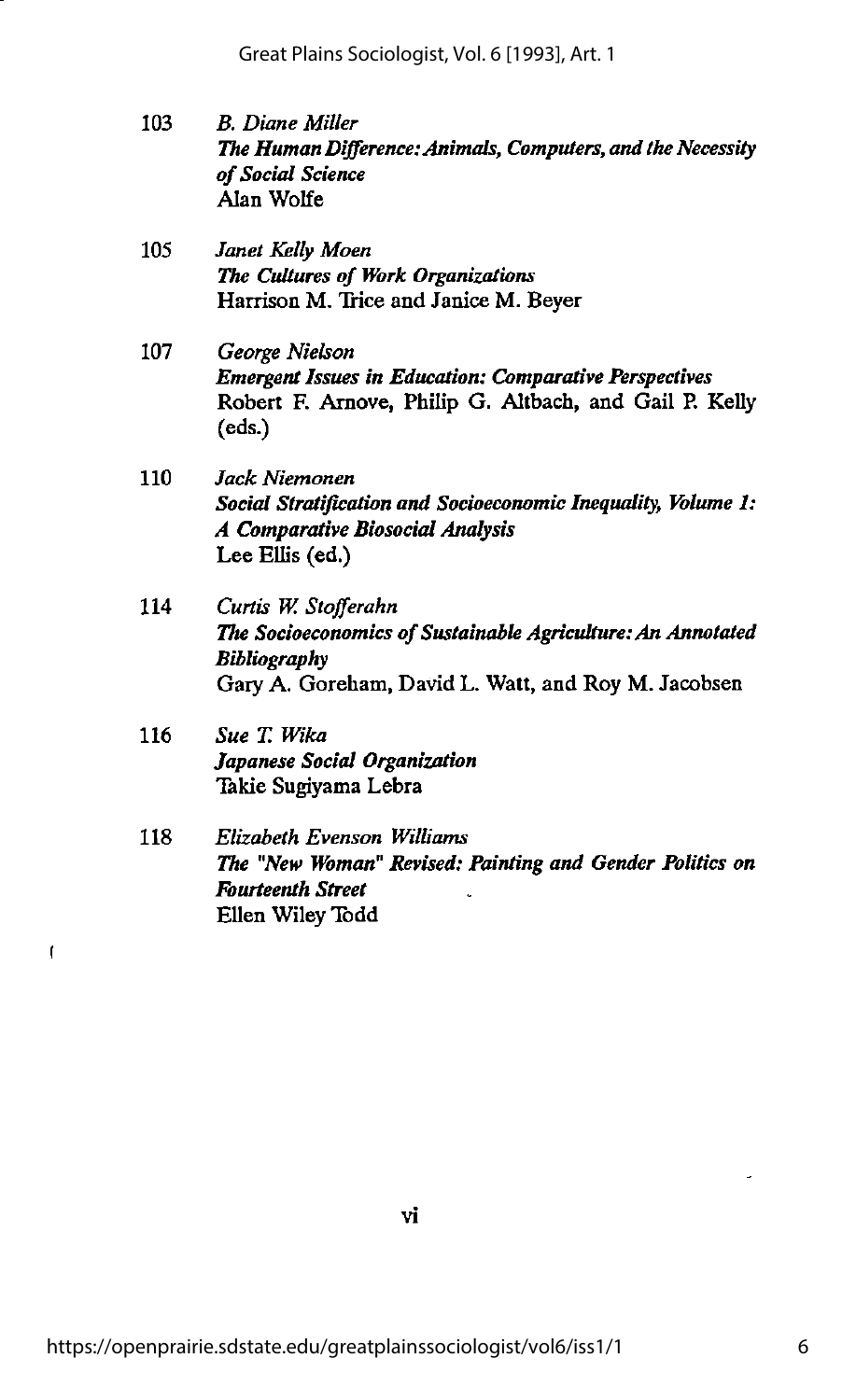103 *B. Diane Miller*
***The Human Difference: Animals, Computers, and the Necessity of Social Science***
Alan Wolfe

105 *Janet Kelly Moen*
***The Cultures of Work Organizations***
Harrison M. Trice and Janice M. Beyer

107 *George Nielson*
***Emergent Issues in Education: Comparative Perspectives***
Robert F. Arnove, Philip G. Altbach, and Gail P. Kelly (eds.)

110 *Jack Niemonen*
***Social Stratification and Socioeconomic Inequality, Volume 1: A Comparative Biosocial Analysis***
Lee Ellis (ed.)

114 *Curtis W. Stofferahn*
***The Socioeconomics of Sustainable Agriculture: An Annotated Bibliography***
Gary A. Goreham, David L. Watt, and Roy M. Jacobsen

116 *Sue T. Wika*
***Japanese Social Organization***
Takie Sugiyama Lebra

118 *Elizabeth Evenson Williams*
***The "New Woman" Revised: Painting and Gender Politics on Fourteenth Street***
Ellen Wiley Todd